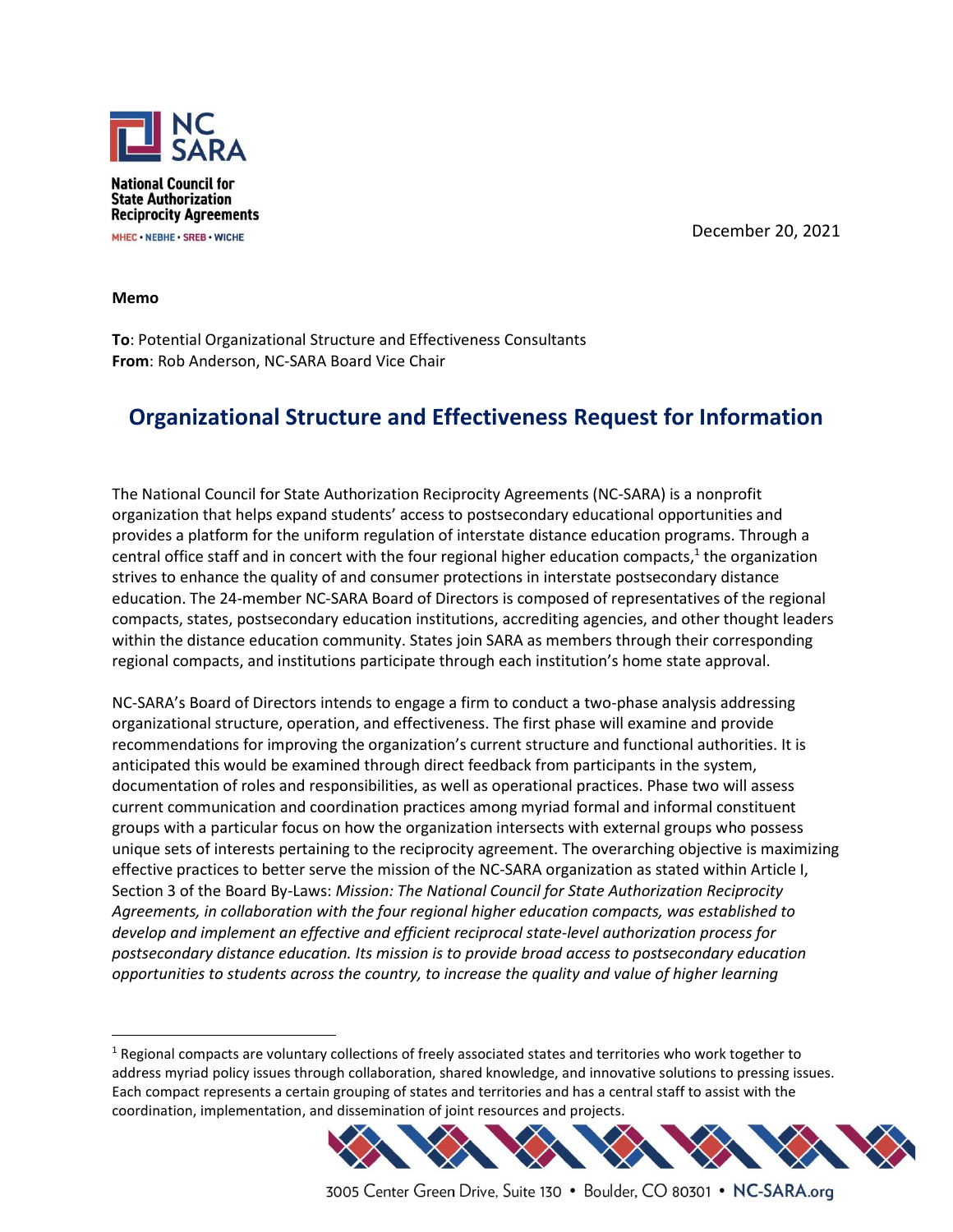NC SARA

**National Council for State Authorization Reciprocity Agreements**

MHEC • NEBHE • SREB • WICHE

December 20, 2021

**Memo**

**To**: Potential Organizational Structure and Effectiveness Consultants
**From**: Rob Anderson, NC-SARA Board Vice Chair

# Organizational Structure and Effectiveness Request for Information

The National Council for State Authorization Reciprocity Agreements (NC-SARA) is a nonprofit organization that helps expand students' access to postsecondary educational opportunities and provides a platform for the uniform regulation of interstate distance education programs. Through a central office staff and in concert with the four regional higher education compacts,[1] the organization strives to enhance the quality of and consumer protections in interstate postsecondary distance education. The 24-member NC-SARA Board of Directors is composed of representatives of the regional compacts, states, postsecondary education institutions, accrediting agencies, and other thought leaders within the distance education community. States join SARA as members through their corresponding regional compacts, and institutions participate through each institution's home state approval.

NC-SARA's Board of Directors intends to engage a firm to conduct a two-phase analysis addressing organizational structure, operation, and effectiveness. The first phase will examine and provide recommendations for improving the organization's current structure and functional authorities. It is anticipated this would be examined through direct feedback from participants in the system, documentation of roles and responsibilities, as well as operational practices. Phase two will assess current communication and coordination practices among myriad formal and informal constituent groups with a particular focus on how the organization intersects with external groups who possess unique sets of interests pertaining to the reciprocity agreement. The overarching objective is maximizing effective practices to better serve the mission of the NC-SARA organization as stated within Article I, Section 3 of the Board By-Laws: *Mission: The National Council for State Authorization Reciprocity Agreements, in collaboration with the four regional higher education compacts, was established to develop and implement an effective and efficient reciprocal state-level authorization process for postsecondary distance education. Its mission is to provide broad access to postsecondary education opportunities to students across the country, to increase the quality and value of higher learning*

[1] Regional compacts are voluntary collections of freely associated states and territories who work together to address myriad policy issues through collaboration, shared knowledge, and innovative solutions to pressing issues. Each compact represents a certain grouping of states and territories and has a central staff to assist with the coordination, implementation, and dissemination of joint resources and projects.

3005 Center Green Drive, Suite 130 • Boulder, CO 80301 • NC-SARA.org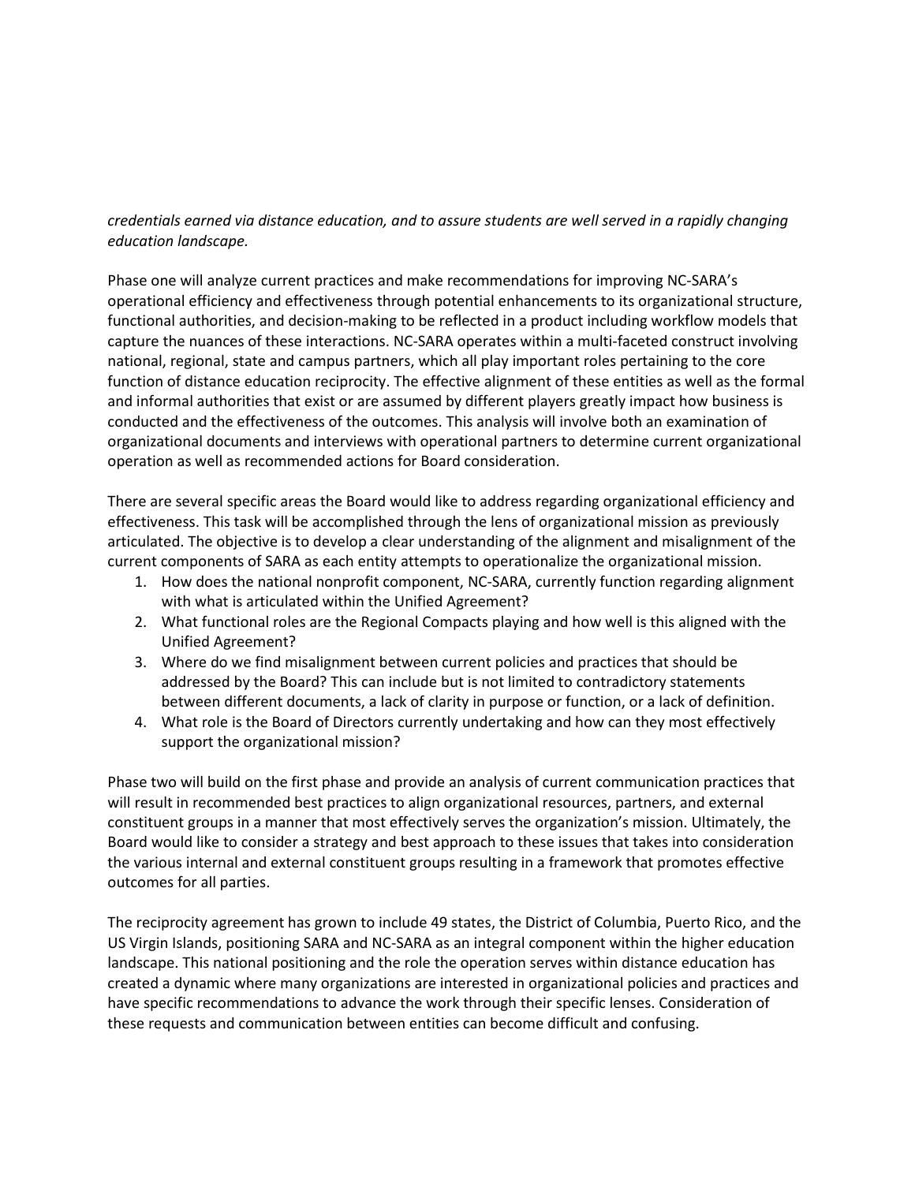*credentials earned via distance education, and to assure students are well served in a rapidly changing education landscape.*

Phase one will analyze current practices and make recommendations for improving NC-SARA's operational efficiency and effectiveness through potential enhancements to its organizational structure, functional authorities, and decision-making to be reflected in a product including workflow models that capture the nuances of these interactions. NC-SARA operates within a multi-faceted construct involving national, regional, state and campus partners, which all play important roles pertaining to the core function of distance education reciprocity. The effective alignment of these entities as well as the formal and informal authorities that exist or are assumed by different players greatly impact how business is conducted and the effectiveness of the outcomes. This analysis will involve both an examination of organizational documents and interviews with operational partners to determine current organizational operation as well as recommended actions for Board consideration.

There are several specific areas the Board would like to address regarding organizational efficiency and effectiveness. This task will be accomplished through the lens of organizational mission as previously articulated. The objective is to develop a clear understanding of the alignment and misalignment of the current components of SARA as each entity attempts to operationalize the organizational mission.

1. How does the national nonprofit component, NC-SARA, currently function regarding alignment with what is articulated within the Unified Agreement?
2. What functional roles are the Regional Compacts playing and how well is this aligned with the Unified Agreement?
3. Where do we find misalignment between current policies and practices that should be addressed by the Board? This can include but is not limited to contradictory statements between different documents, a lack of clarity in purpose or function, or a lack of definition.
4. What role is the Board of Directors currently undertaking and how can they most effectively support the organizational mission?

Phase two will build on the first phase and provide an analysis of current communication practices that will result in recommended best practices to align organizational resources, partners, and external constituent groups in a manner that most effectively serves the organization's mission. Ultimately, the Board would like to consider a strategy and best approach to these issues that takes into consideration the various internal and external constituent groups resulting in a framework that promotes effective outcomes for all parties.

The reciprocity agreement has grown to include 49 states, the District of Columbia, Puerto Rico, and the US Virgin Islands, positioning SARA and NC-SARA as an integral component within the higher education landscape. This national positioning and the role the operation serves within distance education has created a dynamic where many organizations are interested in organizational policies and practices and have specific recommendations to advance the work through their specific lenses. Consideration of these requests and communication between entities can become difficult and confusing.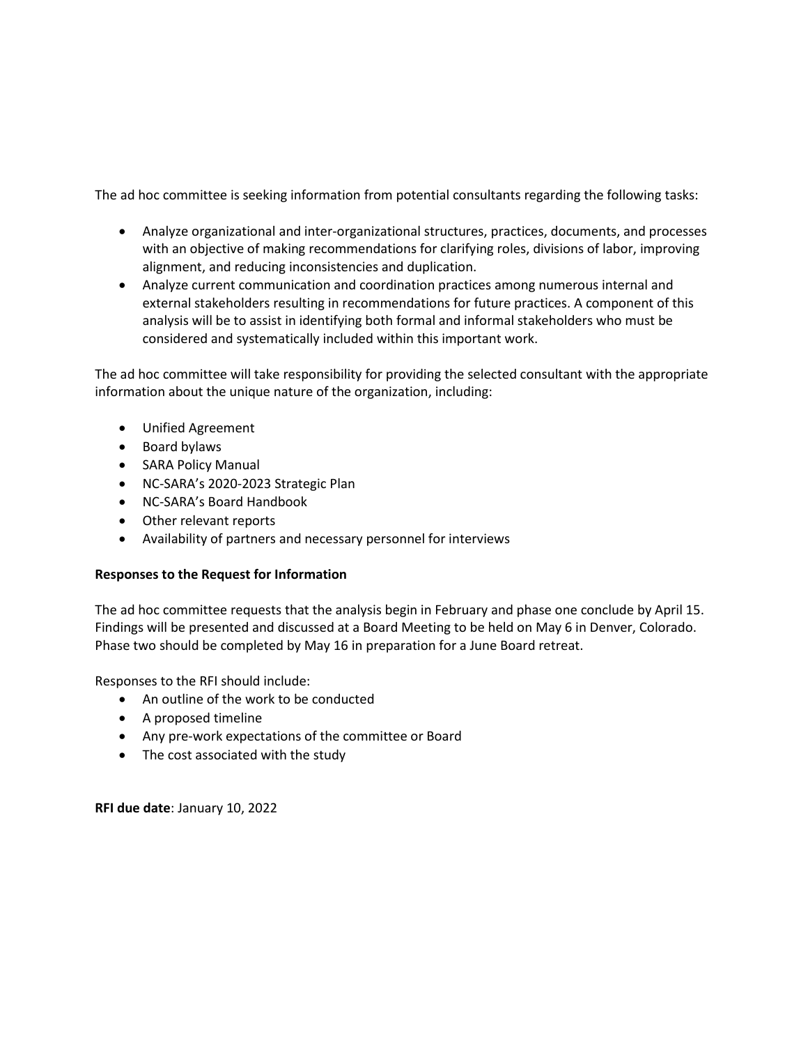The ad hoc committee is seeking information from potential consultants regarding the following tasks:

- Analyze organizational and inter-organizational structures, practices, documents, and processes with an objective of making recommendations for clarifying roles, divisions of labor, improving alignment, and reducing inconsistencies and duplication.
- Analyze current communication and coordination practices among numerous internal and external stakeholders resulting in recommendations for future practices. A component of this analysis will be to assist in identifying both formal and informal stakeholders who must be considered and systematically included within this important work.

The ad hoc committee will take responsibility for providing the selected consultant with the appropriate information about the unique nature of the organization, including:

- Unified Agreement
- Board bylaws
- SARA Policy Manual
- NC-SARA's 2020-2023 Strategic Plan
- NC-SARA's Board Handbook
- Other relevant reports
- Availability of partners and necessary personnel for interviews

**Responses to the Request for Information**

The ad hoc committee requests that the analysis begin in February and phase one conclude by April 15. Findings will be presented and discussed at a Board Meeting to be held on May 6 in Denver, Colorado. Phase two should be completed by May 16 in preparation for a June Board retreat.

Responses to the RFI should include:

- An outline of the work to be conducted
- A proposed timeline
- Any pre-work expectations of the committee or Board
- The cost associated with the study

**RFI due date**: January 10, 2022